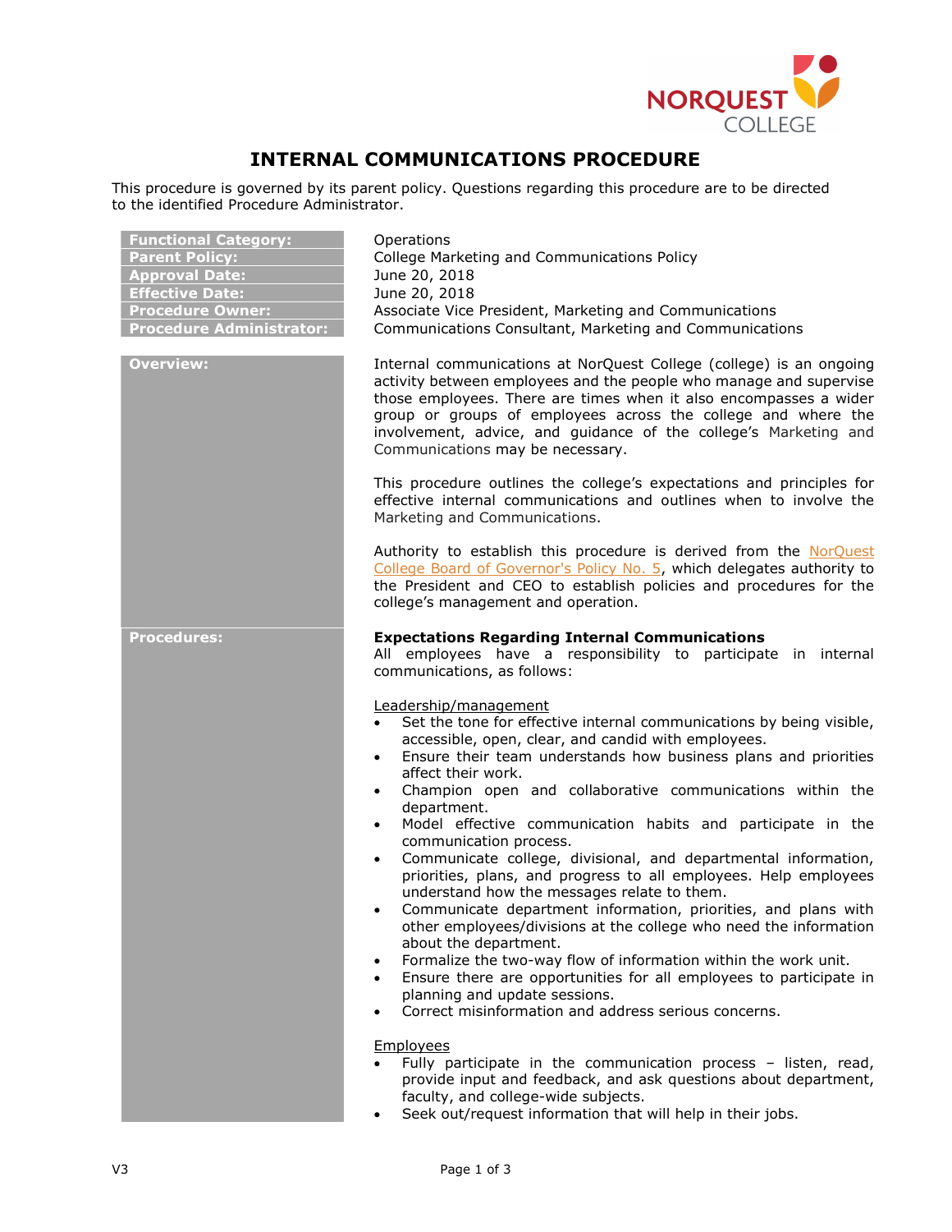# INTERNAL COMMUNICATIONS PROCEDURE

This procedure is governed by its parent policy. Questions regarding this procedure are to be directed to the identified Procedure Administrator.

| | |
|---|---|
| **Functional Category:** | Operations |
| **Parent Policy:** | College Marketing and Communications Policy |
| **Approval Date:** | June 20, 2018 |
| **Effective Date:** | June 20, 2018 |
| **Procedure Owner:** | Associate Vice President, Marketing and Communications |
| **Procedure Administrator:** | Communications Consultant, Marketing and Communications |

## Overview:

Internal communications at NorQuest College (college) is an ongoing activity between employees and the people who manage and supervise those employees. There are times when it also encompasses a wider group or groups of employees across the college and where the involvement, advice, and guidance of the college's Marketing and Communications may be necessary.

This procedure outlines the college's expectations and principles for effective internal communications and outlines when to involve the Marketing and Communications.

Authority to establish this procedure is derived from the NorQuest College Board of Governor's Policy No. 5, which delegates authority to the President and CEO to establish policies and procedures for the college's management and operation.

## Procedures:

**Expectations Regarding Internal Communications**

All employees have a responsibility to participate in internal communications, as follows:

Leadership/management

- Set the tone for effective internal communications by being visible, accessible, open, clear, and candid with employees.
- Ensure their team understands how business plans and priorities affect their work.
- Champion open and collaborative communications within the department.
- Model effective communication habits and participate in the communication process.
- Communicate college, divisional, and departmental information, priorities, plans, and progress to all employees. Help employees understand how the messages relate to them.
- Communicate department information, priorities, and plans with other employees/divisions at the college who need the information about the department.
- Formalize the two-way flow of information within the work unit.
- Ensure there are opportunities for all employees to participate in planning and update sessions.
- Correct misinformation and address serious concerns.

Employees

- Fully participate in the communication process – listen, read, provide input and feedback, and ask questions about department, faculty, and college-wide subjects.
- Seek out/request information that will help in their jobs.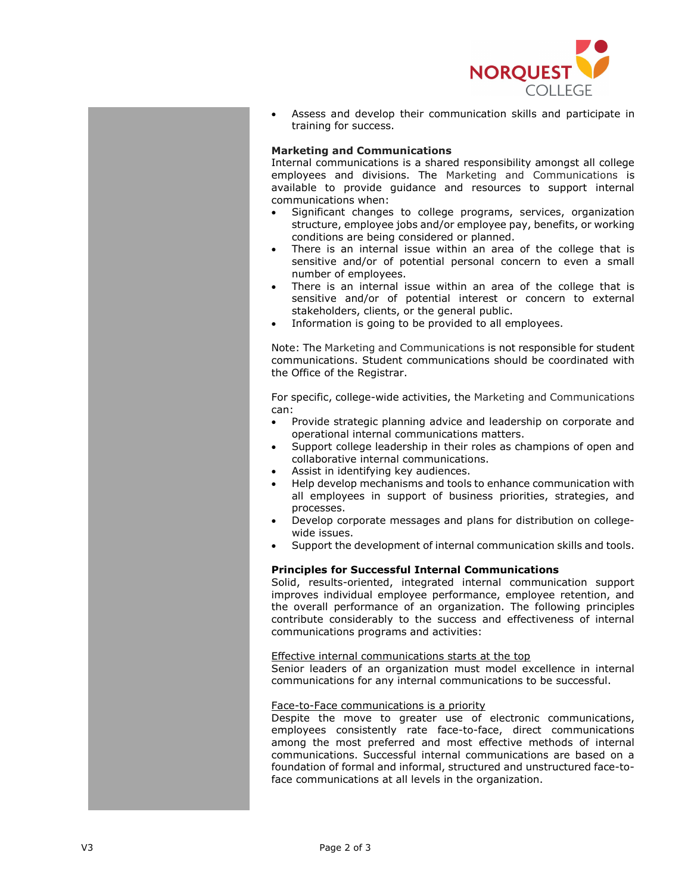- Assess and develop their communication skills and participate in training for success.

**Marketing and Communications**

Internal communications is a shared responsibility amongst all college employees and divisions. The Marketing and Communications is available to provide guidance and resources to support internal communications when:

- Significant changes to college programs, services, organization structure, employee jobs and/or employee pay, benefits, or working conditions are being considered or planned.
- There is an internal issue within an area of the college that is sensitive and/or of potential personal concern to even a small number of employees.
- There is an internal issue within an area of the college that is sensitive and/or of potential interest or concern to external stakeholders, clients, or the general public.
- Information is going to be provided to all employees.

Note: The Marketing and Communications is not responsible for student communications. Student communications should be coordinated with the Office of the Registrar.

For specific, college-wide activities, the Marketing and Communications can:

- Provide strategic planning advice and leadership on corporate and operational internal communications matters.
- Support college leadership in their roles as champions of open and collaborative internal communications.
- Assist in identifying key audiences.
- Help develop mechanisms and tools to enhance communication with all employees in support of business priorities, strategies, and processes.
- Develop corporate messages and plans for distribution on college-wide issues.
- Support the development of internal communication skills and tools.

**Principles for Successful Internal Communications**

Solid, results-oriented, integrated internal communication support improves individual employee performance, employee retention, and the overall performance of an organization. The following principles contribute considerably to the success and effectiveness of internal communications programs and activities:

<u>Effective internal communications starts at the top</u>

Senior leaders of an organization must model excellence in internal communications for any internal communications to be successful.

<u>Face-to-Face communications is a priority</u>

Despite the move to greater use of electronic communications, employees consistently rate face-to-face, direct communications among the most preferred and most effective methods of internal communications. Successful internal communications are based on a foundation of formal and informal, structured and unstructured face-to-face communications at all levels in the organization.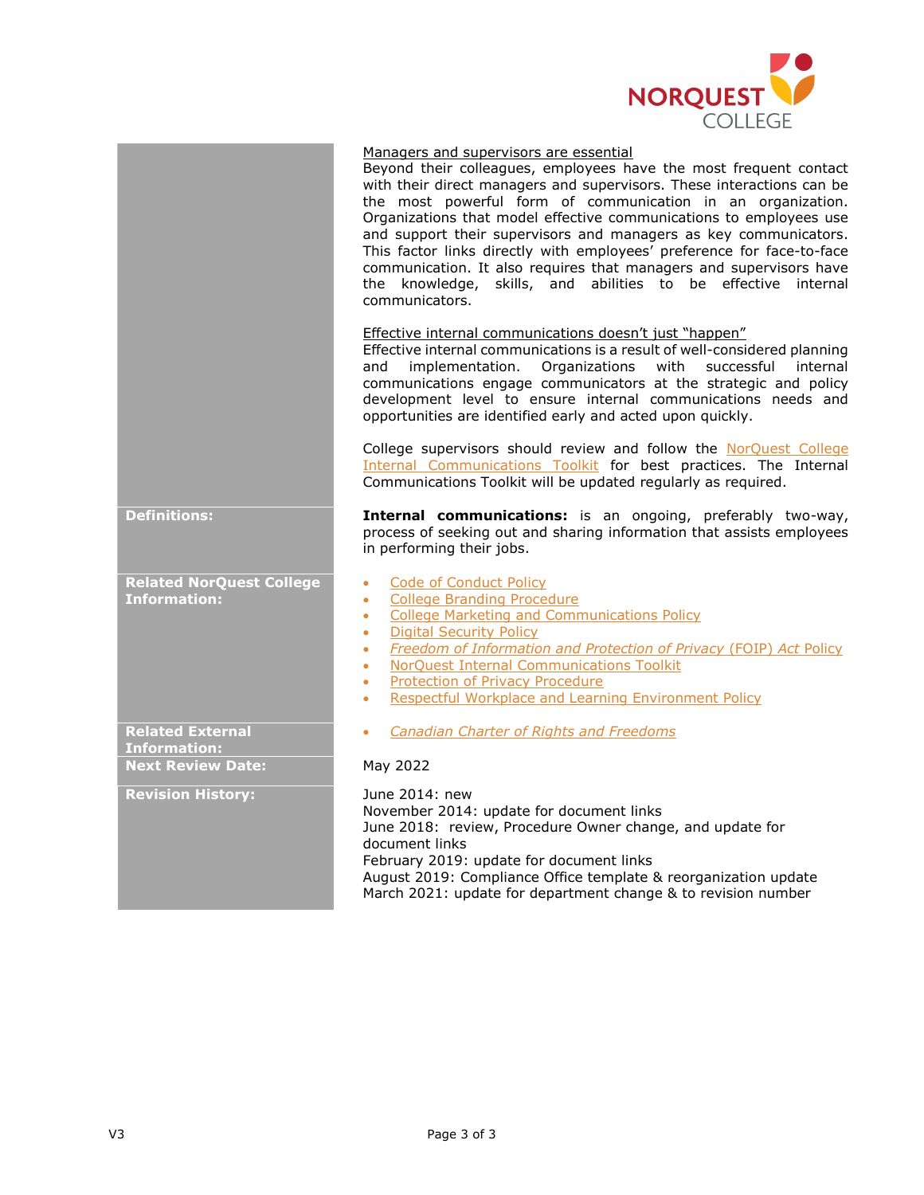<u>Managers and supervisors are essential</u>
Beyond their colleagues, employees have the most frequent contact with their direct managers and supervisors. These interactions can be the most powerful form of communication in an organization. Organizations that model effective communications to employees use and support their supervisors and managers as key communicators. This factor links directly with employees' preference for face-to-face communication. It also requires that managers and supervisors have the knowledge, skills, and abilities to be effective internal communicators.

<u>Effective internal communications doesn't just "happen"</u>
Effective internal communications is a result of well-considered planning and implementation. Organizations with successful internal communications engage communicators at the strategic and policy development level to ensure internal communications needs and opportunities are identified early and acted upon quickly.

College supervisors should review and follow the NorQuest College Internal Communications Toolkit for best practices. The Internal Communications Toolkit will be updated regularly as required.

**Definitions:**

**Internal communications:** is an ongoing, preferably two-way, process of seeking out and sharing information that assists employees in performing their jobs.

**Related NorQuest College Information:**

- Code of Conduct Policy
- College Branding Procedure
- College Marketing and Communications Policy
- Digital Security Policy
- *Freedom of Information and Protection of Privacy* (FOIP) *Act* Policy
- NorQuest Internal Communications Toolkit
- Protection of Privacy Procedure
- Respectful Workplace and Learning Environment Policy

**Related External Information:**

- *Canadian Charter of Rights and Freedoms*

**Next Review Date:** May 2022

**Revision History:**

June 2014: new
November 2014: update for document links
June 2018: review, Procedure Owner change, and update for document links
February 2019: update for document links
August 2019: Compliance Office template & reorganization update
March 2021: update for department change & to revision number

V3